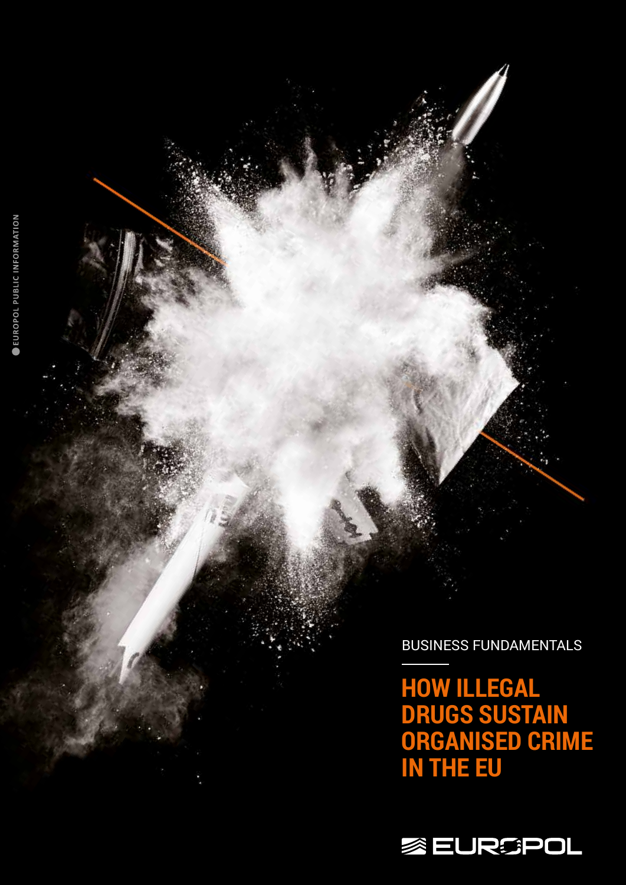EUROPOL PUBLIC INFORMATION

BUSINESS FUNDAMENTALS

# HOW ILLEGAL DRUGS SUSTAIN ORGANISED CRIME IN THE EU

EUROPOL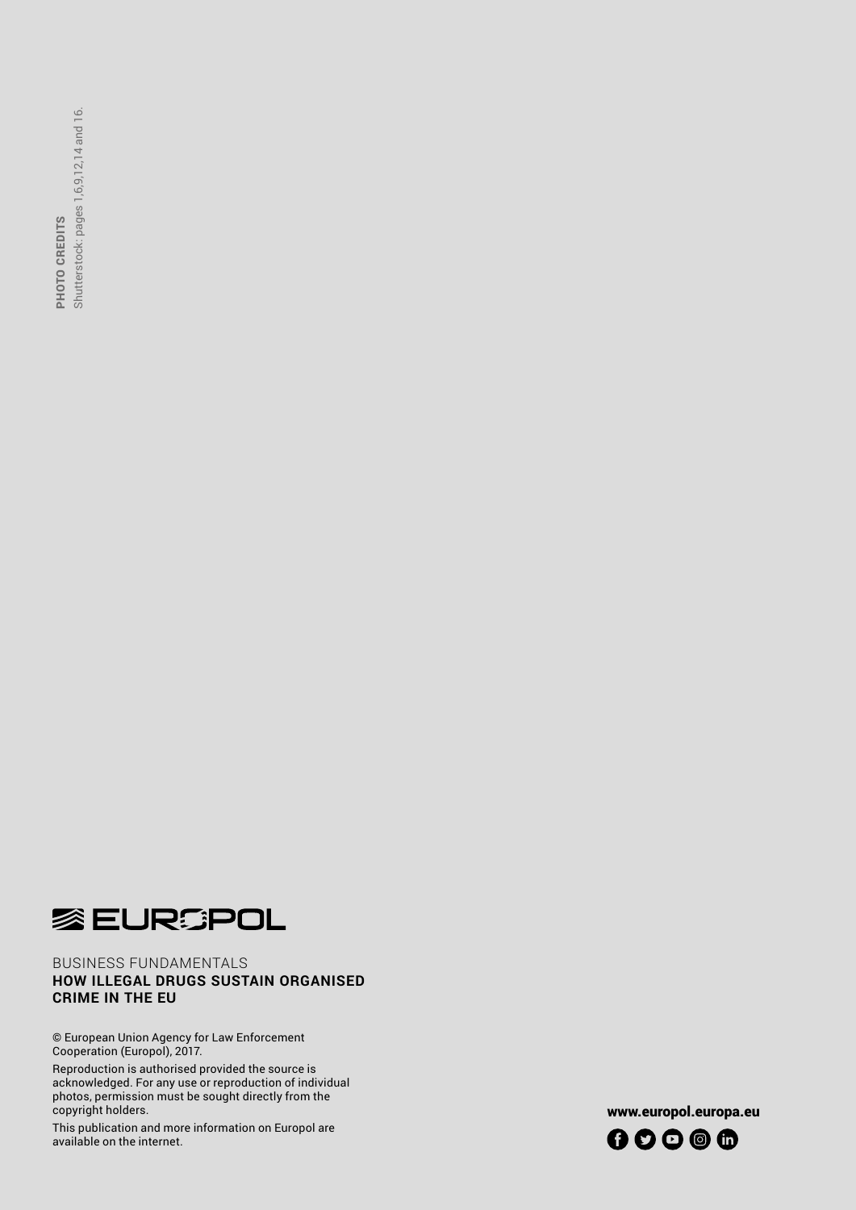**PHOTO CREDITS**
Shutterstock: pages 1,6,9,12,14 and 16.

EUROPOL

BUSINESS FUNDAMENTALS
**HOW ILLEGAL DRUGS SUSTAIN ORGANISED CRIME IN THE EU**

© European Union Agency for Law Enforcement Cooperation (Europol), 2017.

Reproduction is authorised provided the source is acknowledged. For any use or reproduction of individual photos, permission must be sought directly from the copyright holders.

This publication and more information on Europol are available on the internet.

**www.europol.europa.eu**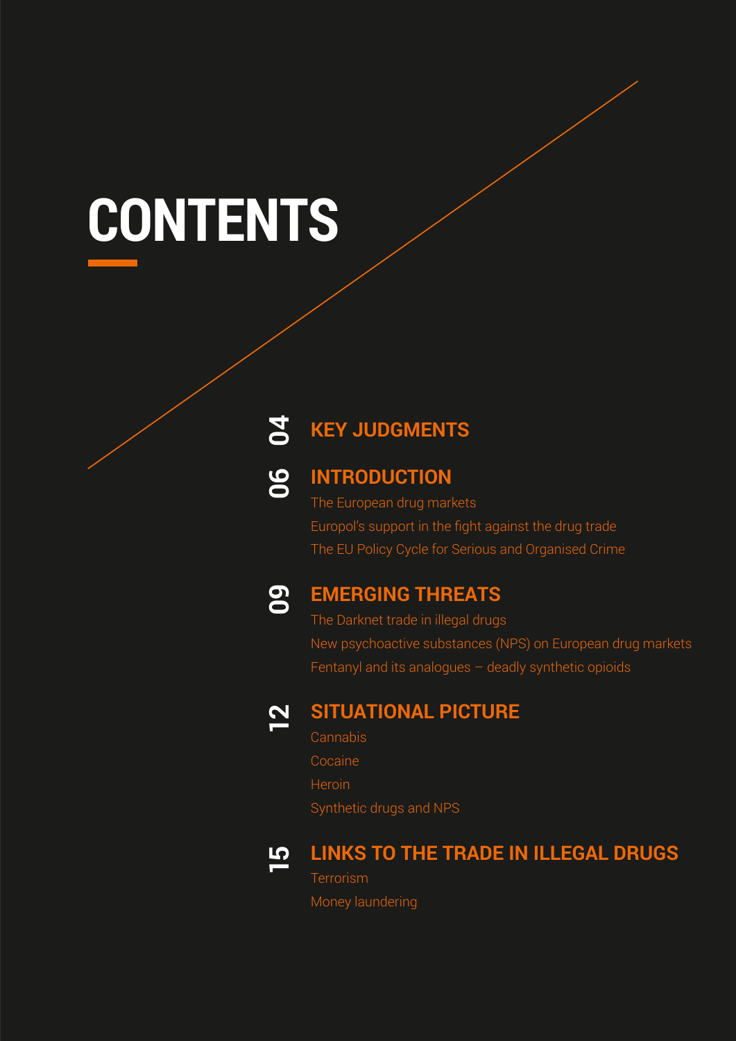# CONTENTS

**04** KEY JUDGMENTS

**06** INTRODUCTION

- The European drug markets
- Europol's support in the fight against the drug trade
- The EU Policy Cycle for Serious and Organised Crime

**09** EMERGING THREATS

- The Darknet trade in illegal drugs
- New psychoactive substances (NPS) on European drug markets
- Fentanyl and its analogues – deadly synthetic opioids

**12** SITUATIONAL PICTURE

- Cannabis
- Cocaine
- Heroin
- Synthetic drugs and NPS

**15** LINKS TO THE TRADE IN ILLEGAL DRUGS

- Terrorism
- Money laundering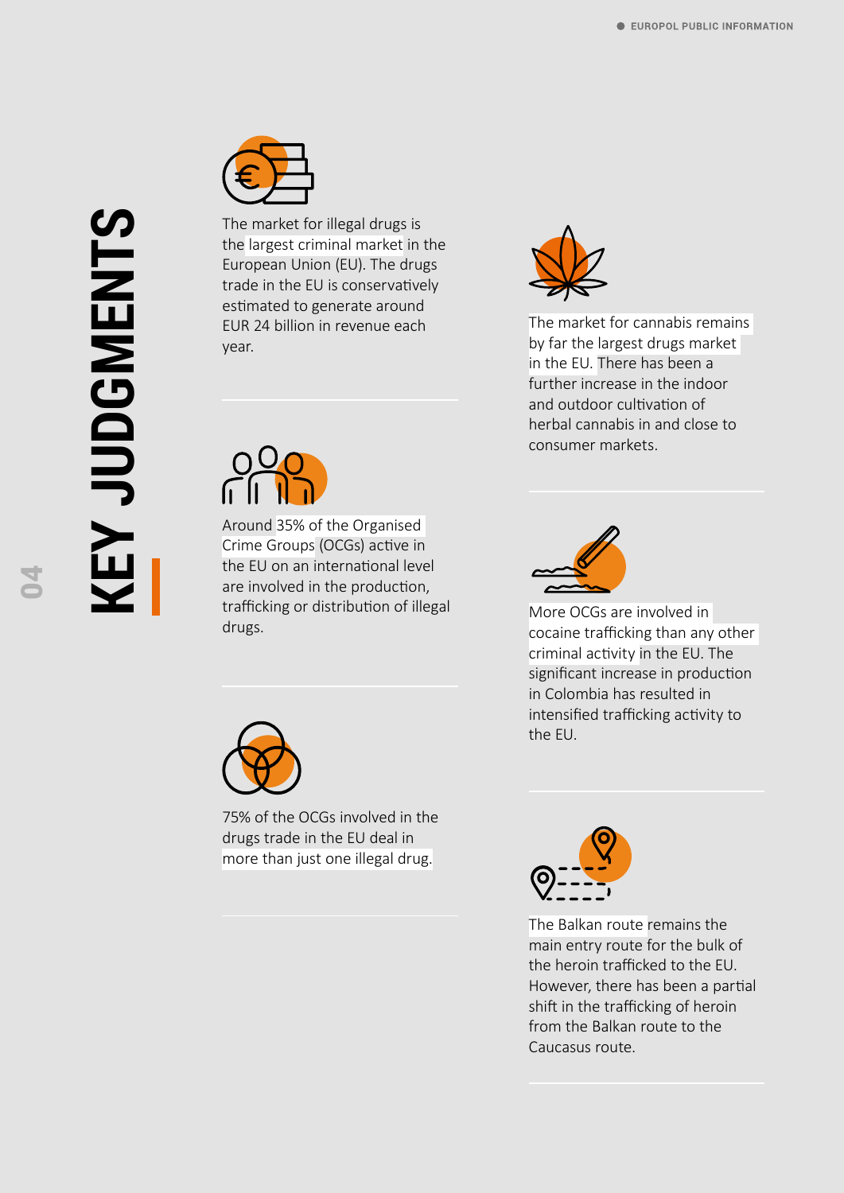# KEY JUDGMENTS

The market for illegal drugs is the largest criminal market in the European Union (EU). The drugs trade in the EU is conservatively estimated to generate around EUR 24 billion in revenue each year.

Around 35% of the Organised Crime Groups (OCGs) active in the EU on an international level are involved in the production, trafficking or distribution of illegal drugs.

75% of the OCGs involved in the drugs trade in the EU deal in more than just one illegal drug.

The market for cannabis remains by far the largest drugs market in the EU. There has been a further increase in the indoor and outdoor cultivation of herbal cannabis in and close to consumer markets.

More OCGs are involved in cocaine trafficking than any other criminal activity in the EU. The significant increase in production in Colombia has resulted in intensified trafficking activity to the EU.

The Balkan route remains the main entry route for the bulk of the heroin trafficked to the EU. However, there has been a partial shift in the trafficking of heroin from the Balkan route to the Caucasus route.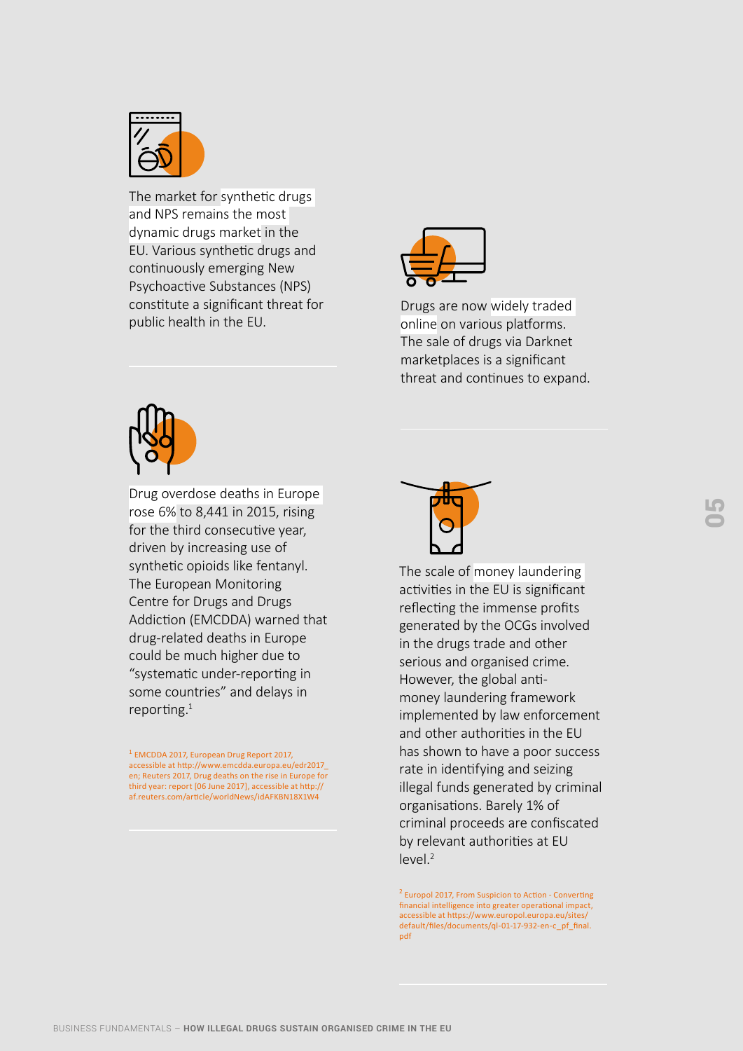The market for synthetic drugs and NPS remains the most dynamic drugs market in the EU. Various synthetic drugs and continuously emerging New Psychoactive Substances (NPS) constitute a significant threat for public health in the EU.

Drugs are now widely traded online on various platforms. The sale of drugs via Darknet marketplaces is a significant threat and continues to expand.

Drug overdose deaths in Europe rose 6% to 8,441 in 2015, rising for the third consecutive year, driven by increasing use of synthetic opioids like fentanyl. The European Monitoring Centre for Drugs and Drugs Addiction (EMCDDA) warned that drug-related deaths in Europe could be much higher due to "systematic under-reporting in some countries" and delays in reporting.[1]

[1] EMCDDA 2017, European Drug Report 2017, accessible at http://www.emcdda.europa.eu/edr2017_en; Reuters 2017, Drug deaths on the rise in Europe for third year: report [06 June 2017], accessible at http://af.reuters.com/article/worldNews/idAFKBN18X1W4

The scale of money laundering activities in the EU is significant reflecting the immense profits generated by the OCGs involved in the drugs trade and other serious and organised crime. However, the global anti-money laundering framework implemented by law enforcement and other authorities in the EU has shown to have a poor success rate in identifying and seizing illegal funds generated by criminal organisations. Barely 1% of criminal proceeds are confiscated by relevant authorities at EU level.[2]

[2] Europol 2017, From Suspicion to Action - Converting financial intelligence into greater operational impact, accessible at https://www.europol.europa.eu/sites/default/files/documents/ql-01-17-932-en-c_pf_final.pdf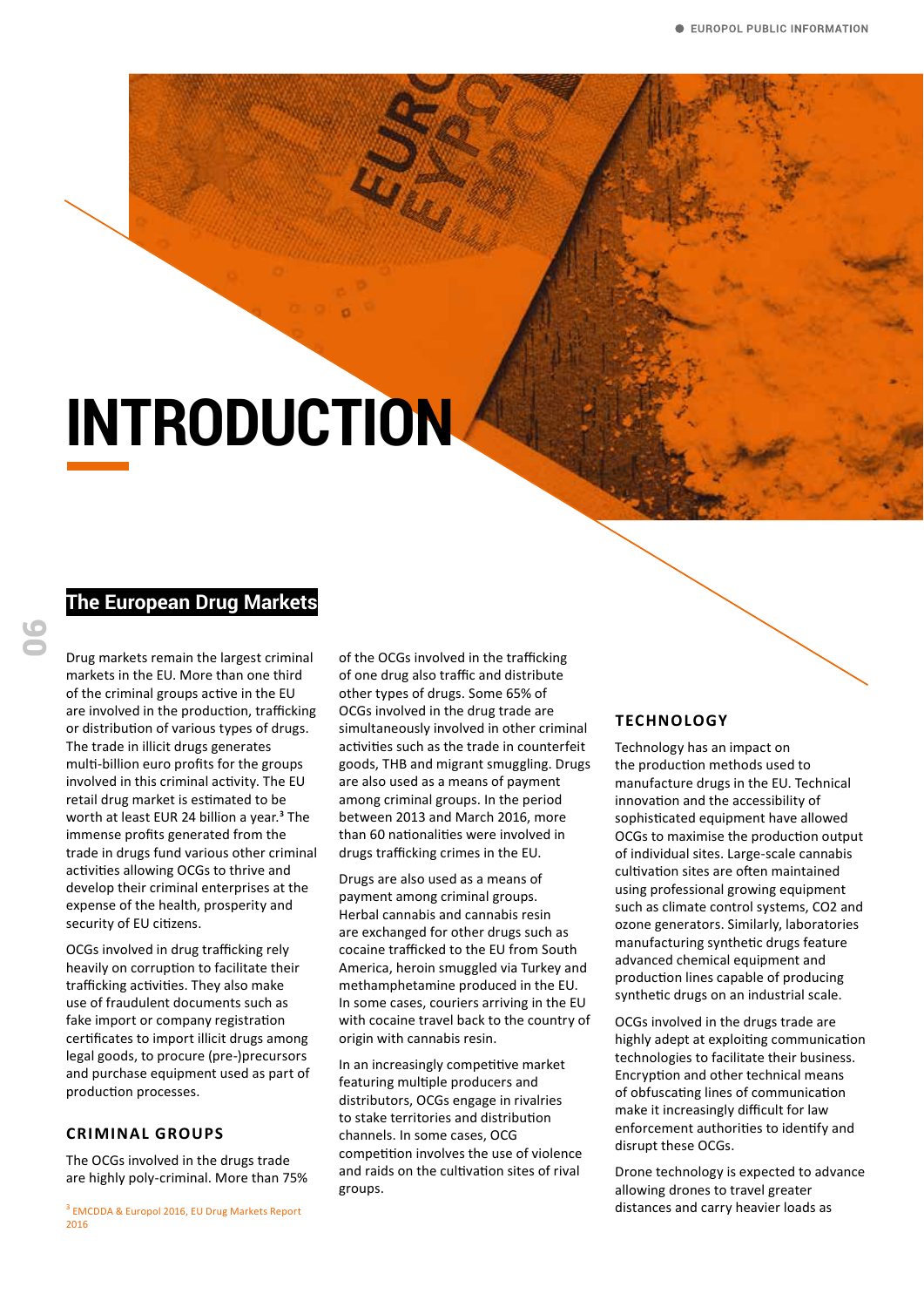# INTRODUCTION

## The European Drug Markets

Drug markets remain the largest criminal markets in the EU. More than one third of the criminal groups active in the EU are involved in the production, trafficking or distribution of various types of drugs. The trade in illicit drugs generates multi-billion euro profits for the groups involved in this criminal activity. The EU retail drug market is estimated to be worth at least EUR 24 billion a year.[3] The immense profits generated from the trade in drugs fund various other criminal activities allowing OCGs to thrive and develop their criminal enterprises at the expense of the health, prosperity and security of EU citizens.

OCGs involved in drug trafficking rely heavily on corruption to facilitate their trafficking activities. They also make use of fraudulent documents such as fake import or company registration certificates to import illicit drugs among legal goods, to procure (pre-)precursors and purchase equipment used as part of production processes.

### CRIMINAL GROUPS

The OCGs involved in the drugs trade are highly poly-criminal. More than 75% of the OCGs involved in the trafficking of one drug also traffic and distribute other types of drugs. Some 65% of OCGs involved in the drug trade are simultaneously involved in other criminal activities such as the trade in counterfeit goods, THB and migrant smuggling. Drugs are also used as a means of payment among criminal groups. In the period between 2013 and March 2016, more than 60 nationalities were involved in drugs trafficking crimes in the EU.

Drugs are also used as a means of payment among criminal groups. Herbal cannabis and cannabis resin are exchanged for other drugs such as cocaine trafficked to the EU from South America, heroin smuggled via Turkey and methamphetamine produced in the EU. In some cases, couriers arriving in the EU with cocaine travel back to the country of origin with cannabis resin.

In an increasingly competitive market featuring multiple producers and distributors, OCGs engage in rivalries to stake territories and distribution channels. In some cases, OCG competition involves the use of violence and raids on the cultivation sites of rival groups.

### TECHNOLOGY

Technology has an impact on the production methods used to manufacture drugs in the EU. Technical innovation and the accessibility of sophisticated equipment have allowed OCGs to maximise the production output of individual sites. Large-scale cannabis cultivation sites are often maintained using professional growing equipment such as climate control systems, $CO_2$ and ozone generators. Similarly, laboratories manufacturing synthetic drugs feature advanced chemical equipment and production lines capable of producing synthetic drugs on an industrial scale.

OCGs involved in the drugs trade are highly adept at exploiting communication technologies to facilitate their business. Encryption and other technical means of obfuscating lines of communication make it increasingly difficult for law enforcement authorities to identify and disrupt these OCGs.

Drone technology is expected to advance allowing drones to travel greater distances and carry heavier loads as

[3] EMCDDA & Europol 2016, EU Drug Markets Report 2016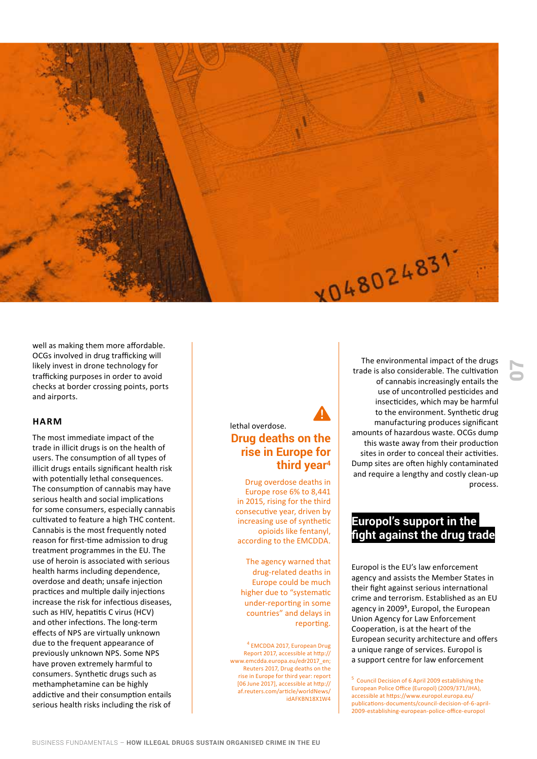well as making them more affordable. OCGs involved in drug trafficking will likely invest in drone technology for trafficking purposes in order to avoid checks at border crossing points, ports and airports.

### HARM

The most immediate impact of the trade in illicit drugs is on the health of users. The consumption of all types of illicit drugs entails significant health risk with potentially lethal consequences. The consumption of cannabis may have serious health and social implications for some consumers, especially cannabis cultivated to feature a high THC content. Cannabis is the most frequently noted reason for first-time admission to drug treatment programmes in the EU. The use of heroin is associated with serious health harms including dependence, overdose and death; unsafe injection practices and multiple daily injections increase the risk for infectious diseases, such as HIV, hepatitis C virus (HCV) and other infections. The long-term effects of NPS are virtually unknown due to the frequent appearance of previously unknown NPS. Some NPS have proven extremely harmful to consumers. Synthetic drugs such as methamphetamine can be highly addictive and their consumption entails serious health risks including the risk of lethal overdose.

**Drug deaths on the rise in Europe for third year[4]**

Drug overdose deaths in Europe rose 6% to 8,441 in 2015, rising for the third consecutive year, driven by increasing use of synthetic opioids like fentanyl, according to the EMCDDA.

The agency warned that drug-related deaths in Europe could be much higher due to "systematic under-reporting in some countries" and delays in reporting.

[4] EMCDDA 2017, European Drug Report 2017, accessible at http://www.emcdda.europa.eu/edr2017_en; Reuters 2017, Drug deaths on the rise in Europe for third year: report [06 June 2017], accessible at http://af.reuters.com/article/worldNews/idAFKBN18X1W4

The environmental impact of the drugs trade is also considerable. The cultivation of cannabis increasingly entails the use of uncontrolled pesticides and insecticides, which may be harmful to the environment. Synthetic drug manufacturing produces significant amounts of hazardous waste. OCGs dump this waste away from their production sites in order to conceal their activities. Dump sites are often highly contaminated and require a lengthy and costly clean-up process.

## Europol's support in the fight against the drug trade

Europol is the EU's law enforcement agency and assists the Member States in their fight against serious international crime and terrorism. Established as an EU agency in 2009[5], Europol, the European Union Agency for Law Enforcement Cooperation, is at the heart of the European security architecture and offers a unique range of services. Europol is a support centre for law enforcement

[5] Council Decision of 6 April 2009 establishing the European Police Office (Europol) (2009/371/JHA), accessible at https://www.europol.europa.eu/publications-documents/council-decision-of-6-april-2009-establishing-european-police-office-europol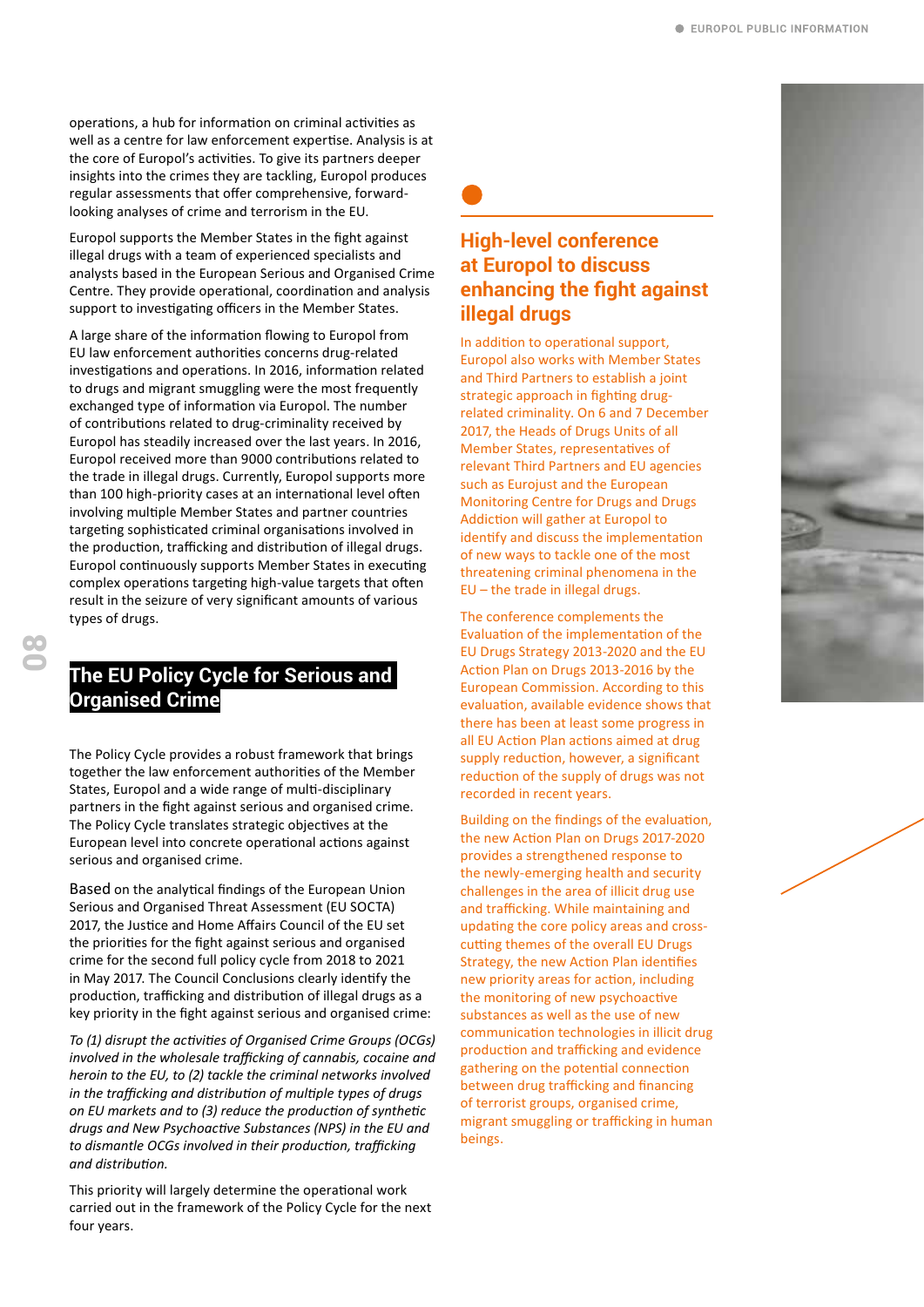operations, a hub for information on criminal activities as well as a centre for law enforcement expertise. Analysis is at the core of Europol's activities. To give its partners deeper insights into the crimes they are tackling, Europol produces regular assessments that offer comprehensive, forward-looking analyses of crime and terrorism in the EU.

Europol supports the Member States in the fight against illegal drugs with a team of experienced specialists and analysts based in the European Serious and Organised Crime Centre. They provide operational, coordination and analysis support to investigating officers in the Member States.

A large share of the information flowing to Europol from EU law enforcement authorities concerns drug-related investigations and operations. In 2016, information related to drugs and migrant smuggling were the most frequently exchanged type of information via Europol. The number of contributions related to drug-criminality received by Europol has steadily increased over the last years. In 2016, Europol received more than 9000 contributions related to the trade in illegal drugs. Currently, Europol supports more than 100 high-priority cases at an international level often involving multiple Member States and partner countries targeting sophisticated criminal organisations involved in the production, trafficking and distribution of illegal drugs. Europol continuously supports Member States in executing complex operations targeting high-value targets that often result in the seizure of very significant amounts of various types of drugs.

## The EU Policy Cycle for Serious and Organised Crime

The Policy Cycle provides a robust framework that brings together the law enforcement authorities of the Member States, Europol and a wide range of multi-disciplinary partners in the fight against serious and organised crime. The Policy Cycle translates strategic objectives at the European level into concrete operational actions against serious and organised crime.

Based on the analytical findings of the European Union Serious and Organised Threat Assessment (EU SOCTA) 2017, the Justice and Home Affairs Council of the EU set the priorities for the fight against serious and organised crime for the second full policy cycle from 2018 to 2021 in May 2017. The Council Conclusions clearly identify the production, trafficking and distribution of illegal drugs as a key priority in the fight against serious and organised crime:

*To (1) disrupt the activities of Organised Crime Groups (OCGs) involved in the wholesale trafficking of cannabis, cocaine and heroin to the EU, to (2) tackle the criminal networks involved in the trafficking and distribution of multiple types of drugs on EU markets and to (3) reduce the production of synthetic drugs and New Psychoactive Substances (NPS) in the EU and to dismantle OCGs involved in their production, trafficking and distribution.*

This priority will largely determine the operational work carried out in the framework of the Policy Cycle for the next four years.

## High-level conference at Europol to discuss enhancing the fight against illegal drugs

In addition to operational support, Europol also works with Member States and Third Partners to establish a joint strategic approach in fighting drug-related criminality. On 6 and 7 December 2017, the Heads of Drugs Units of all Member States, representatives of relevant Third Partners and EU agencies such as Eurojust and the European Monitoring Centre for Drugs and Drugs Addiction will gather at Europol to identify and discuss the implementation of new ways to tackle one of the most threatening criminal phenomena in the EU – the trade in illegal drugs.

The conference complements the Evaluation of the implementation of the EU Drugs Strategy 2013-2020 and the EU Action Plan on Drugs 2013-2016 by the European Commission. According to this evaluation, available evidence shows that there has been at least some progress in all EU Action Plan actions aimed at drug supply reduction, however, a significant reduction of the supply of drugs was not recorded in recent years.

Building on the findings of the evaluation, the new Action Plan on Drugs 2017-2020 provides a strengthened response to the newly-emerging health and security challenges in the area of illicit drug use and trafficking. While maintaining and updating the core policy areas and cross-cutting themes of the overall EU Drugs Strategy, the new Action Plan identifies new priority areas for action, including the monitoring of new psychoactive substances as well as the use of new communication technologies in illicit drug production and trafficking and evidence gathering on the potential connection between drug trafficking and financing of terrorist groups, organised crime, migrant smuggling or trafficking in human beings.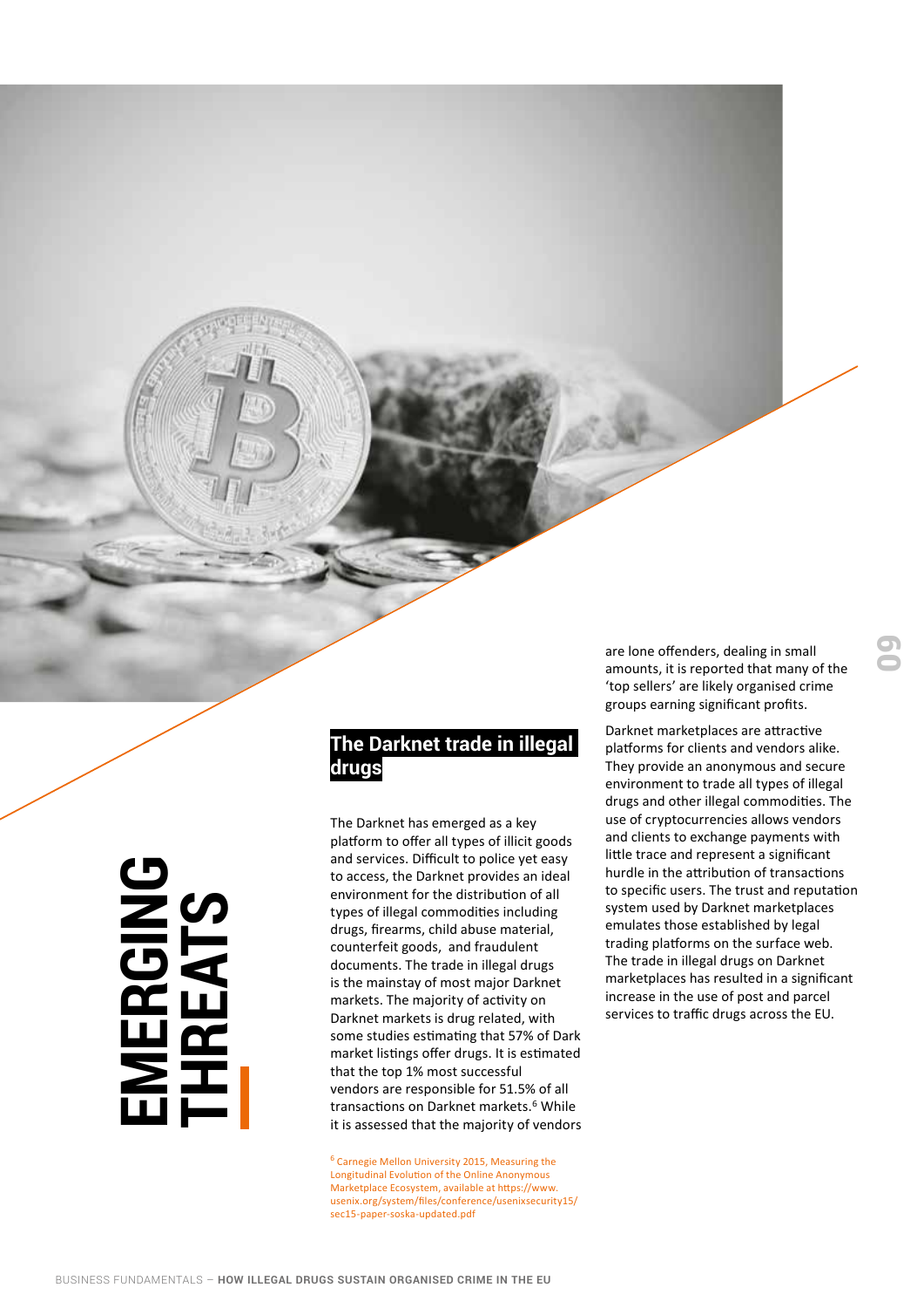# EMERGING THREATS

## The Darknet trade in illegal drugs

The Darknet has emerged as a key platform to offer all types of illicit goods and services. Difficult to police yet easy to access, the Darknet provides an ideal environment for the distribution of all types of illegal commodities including drugs, firearms, child abuse material, counterfeit goods, and fraudulent documents. The trade in illegal drugs is the mainstay of most major Darknet markets. The majority of activity on Darknet markets is drug related, with some studies estimating that 57% of Dark market listings offer drugs. It is estimated that the top 1% most successful vendors are responsible for 51.5% of all transactions on Darknet markets.[6] While it is assessed that the majority of vendors are lone offenders, dealing in small amounts, it is reported that many of the 'top sellers' are likely organised crime groups earning significant profits.

Darknet marketplaces are attractive platforms for clients and vendors alike. They provide an anonymous and secure environment to trade all types of illegal drugs and other illegal commodities. The use of cryptocurrencies allows vendors and clients to exchange payments with little trace and represent a significant hurdle in the attribution of transactions to specific users. The trust and reputation system used by Darknet marketplaces emulates those established by legal trading platforms on the surface web. The trade in illegal drugs on Darknet marketplaces has resulted in a significant increase in the use of post and parcel services to traffic drugs across the EU.

[6] Carnegie Mellon University 2015, Measuring the Longitudinal Evolution of the Online Anonymous Marketplace Ecosystem, available at https://www.usenix.org/system/files/conference/usenixsecurity15/sec15-paper-soska-updated.pdf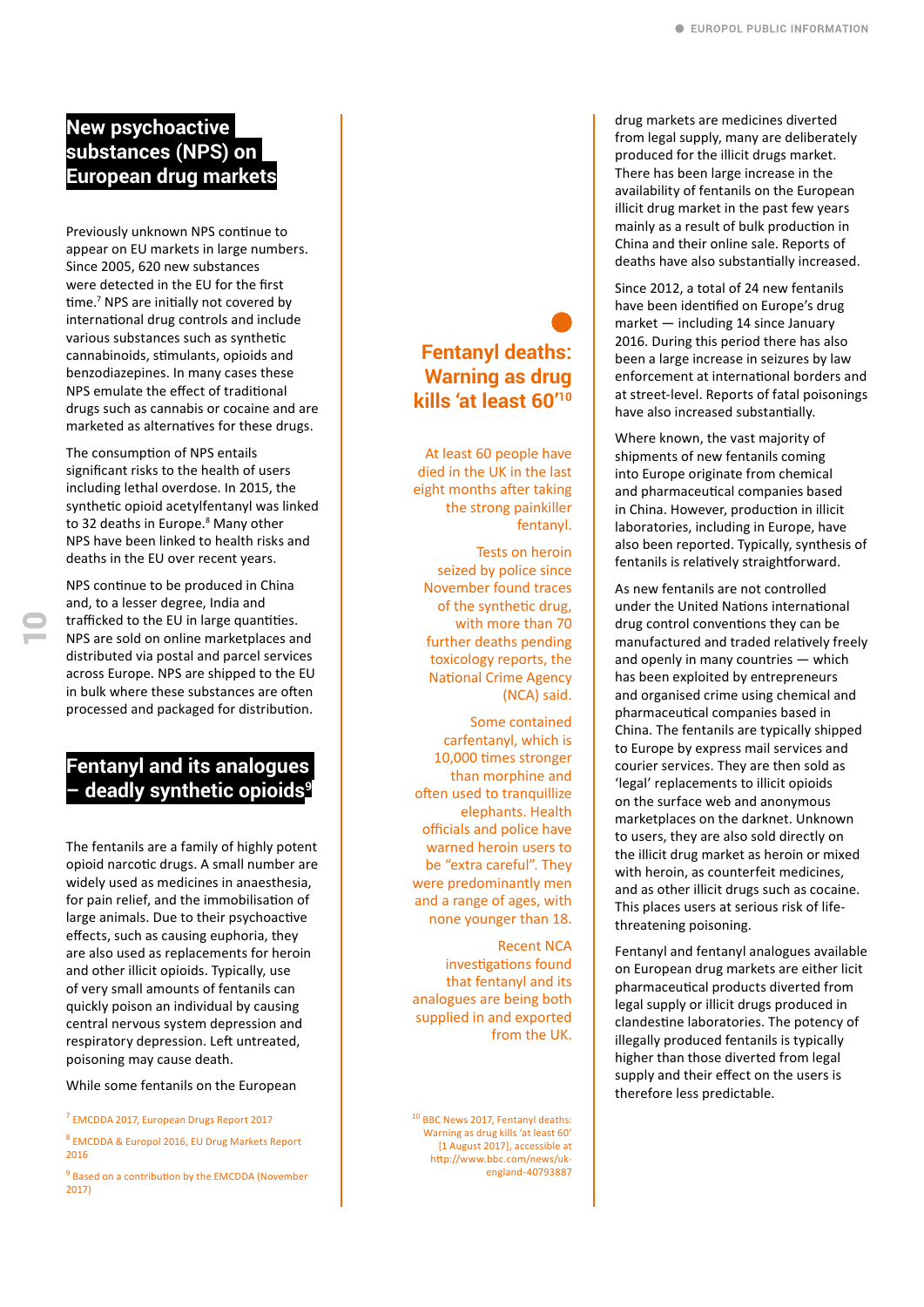## New psychoactive substances (NPS) on European drug markets

Previously unknown NPS continue to appear on EU markets in large numbers. Since 2005, 620 new substances were detected in the EU for the first time.[7] NPS are initially not covered by international drug controls and include various substances such as synthetic cannabinoids, stimulants, opioids and benzodiazepines. In many cases these NPS emulate the effect of traditional drugs such as cannabis or cocaine and are marketed as alternatives for these drugs.

The consumption of NPS entails significant risks to the health of users including lethal overdose. In 2015, the synthetic opioid acetylfentanyl was linked to 32 deaths in Europe.[8] Many other NPS have been linked to health risks and deaths in the EU over recent years.

NPS continue to be produced in China and, to a lesser degree, India and trafficked to the EU in large quantities. NPS are sold on online marketplaces and distributed via postal and parcel services across Europe. NPS are shipped to the EU in bulk where these substances are often processed and packaged for distribution.

## Fentanyl and its analogues – deadly synthetic opioids[9]

The fentanils are a family of highly potent opioid narcotic drugs. A small number are widely used as medicines in anaesthesia, for pain relief, and the immobilisation of large animals. Due to their psychoactive effects, such as causing euphoria, they are also used as replacements for heroin and other illicit opioids. Typically, use of very small amounts of fentanils can quickly poison an individual by causing central nervous system depression and respiratory depression. Left untreated, poisoning may cause death.

While some fentanils on the European drug markets are medicines diverted from legal supply, many are deliberately produced for the illicit drugs market. There has been large increase in the availability of fentanils on the European illicit drug market in the past few years mainly as a result of bulk production in China and their online sale. Reports of deaths have also substantially increased.

Since 2012, a total of 24 new fentanils have been identified on Europe's drug market — including 14 since January 2016. During this period there has also been a large increase in seizures by law enforcement at international borders and at street-level. Reports of fatal poisonings have also increased substantially.

Where known, the vast majority of shipments of new fentanils coming into Europe originate from chemical and pharmaceutical companies based in China. However, production in illicit laboratories, including in Europe, have also been reported. Typically, synthesis of fentanils is relatively straightforward.

As new fentanils are not controlled under the United Nations international drug control conventions they can be manufactured and traded relatively freely and openly in many countries — which has been exploited by entrepreneurs and organised crime using chemical and pharmaceutical companies based in China. The fentanils are typically shipped to Europe by express mail services and courier services. They are then sold as 'legal' replacements to illicit opioids on the surface web and anonymous marketplaces on the darknet. Unknown to users, they are also sold directly on the illicit drug market as heroin or mixed with heroin, as counterfeit medicines, and as other illicit drugs such as cocaine. This places users at serious risk of life-threatening poisoning.

Fentanyl and fentanyl analogues available on European drug markets are either licit pharmaceutical products diverted from legal supply or illicit drugs produced in clandestine laboratories. The potency of illegally produced fentanils is typically higher than those diverted from legal supply and their effect on the users is therefore less predictable.

### Fentanyl deaths: Warning as drug kills 'at least 60'[10]

At least 60 people have died in the UK in the last eight months after taking the strong painkiller fentanyl.

Tests on heroin seized by police since November found traces of the synthetic drug, with more than 70 further deaths pending toxicology reports, the National Crime Agency (NCA) said.

Some contained carfentanyl, which is 10,000 times stronger than morphine and often used to tranquillize elephants. Health officials and police have warned heroin users to be "extra careful". They were predominantly men and a range of ages, with none younger than 18.

Recent NCA investigations found that fentanyl and its analogues are being both supplied in and exported from the UK.

---

[7] EMCDDA 2017, European Drugs Report 2017

[8] EMCDDA & Europol 2016, EU Drug Markets Report 2016

[9] Based on a contribution by the EMCDDA (November 2017)

[10] BBC News 2017, Fentanyl deaths: Warning as drug kills 'at least 60' [1 August 2017], accessible at http://www.bbc.com/news/uk-england-40793887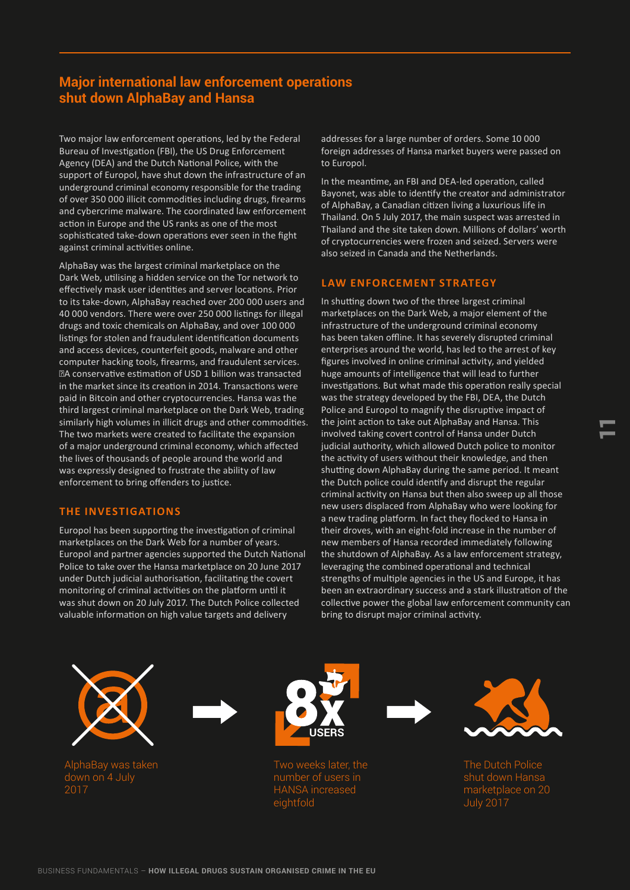## Major international law enforcement operations shut down AlphaBay and Hansa

Two major law enforcement operations, led by the Federal Bureau of Investigation (FBI), the US Drug Enforcement Agency (DEA) and the Dutch National Police, with the support of Europol, have shut down the infrastructure of an underground criminal economy responsible for the trading of over 350 000 illicit commodities including drugs, firearms and cybercrime malware. The coordinated law enforcement action in Europe and the US ranks as one of the most sophisticated take-down operations ever seen in the fight against criminal activities online.

AlphaBay was the largest criminal marketplace on the Dark Web, utilising a hidden service on the Tor network to effectively mask user identities and server locations. Prior to its take-down, AlphaBay reached over 200 000 users and 40 000 vendors. There were over 250 000 listings for illegal drugs and toxic chemicals on AlphaBay, and over 100 000 listings for stolen and fraudulent identification documents and access devices, counterfeit goods, malware and other computer hacking tools, firearms, and fraudulent services. A conservative estimation of USD 1 billion was transacted in the market since its creation in 2014. Transactions were paid in Bitcoin and other cryptocurrencies. Hansa was the third largest criminal marketplace on the Dark Web, trading similarly high volumes in illicit drugs and other commodities. The two markets were created to facilitate the expansion of a major underground criminal economy, which affected the lives of thousands of people around the world and was expressly designed to frustrate the ability of law enforcement to bring offenders to justice.

### THE INVESTIGATIONS

Europol has been supporting the investigation of criminal marketplaces on the Dark Web for a number of years. Europol and partner agencies supported the Dutch National Police to take over the Hansa marketplace on 20 June 2017 under Dutch judicial authorisation, facilitating the covert monitoring of criminal activities on the platform until it was shut down on 20 July 2017. The Dutch Police collected valuable information on high value targets and delivery addresses for a large number of orders. Some 10 000 foreign addresses of Hansa market buyers were passed on to Europol.

In the meantime, an FBI and DEA-led operation, called Bayonet, was able to identify the creator and administrator of AlphaBay, a Canadian citizen living a luxurious life in Thailand. On 5 July 2017, the main suspect was arrested in Thailand and the site taken down. Millions of dollars' worth of cryptocurrencies were frozen and seized. Servers were also seized in Canada and the Netherlands.

### LAW ENFORCEMENT STRATEGY

In shutting down two of the three largest criminal marketplaces on the Dark Web, a major element of the infrastructure of the underground criminal economy has been taken offline. It has severely disrupted criminal enterprises around the world, has led to the arrest of key figures involved in online criminal activity, and yielded huge amounts of intelligence that will lead to further investigations. But what made this operation really special was the strategy developed by the FBI, DEA, the Dutch Police and Europol to magnify the disruptive impact of the joint action to take out AlphaBay and Hansa. This involved taking covert control of Hansa under Dutch judicial authority, which allowed Dutch police to monitor the activity of users without their knowledge, and then shutting down AlphaBay during the same period. It meant the Dutch police could identify and disrupt the regular criminal activity on Hansa but then also sweep up all those new users displaced from AlphaBay who were looking for a new trading platform. In fact they flocked to Hansa in their droves, with an eight-fold increase in the number of new members of Hansa recorded immediately following the shutdown of AlphaBay. As a law enforcement strategy, leveraging the combined operational and technical strengths of multiple agencies in the US and Europe, it has been an extraordinary success and a stark illustration of the collective power the global law enforcement community can bring to disrupt major criminal activity.

AlphaBay was taken down on 4 July 2017

8x USERS

Two weeks later, the number of users in HANSA increased eightfold

The Dutch Police shut down Hansa marketplace on 20 July 2017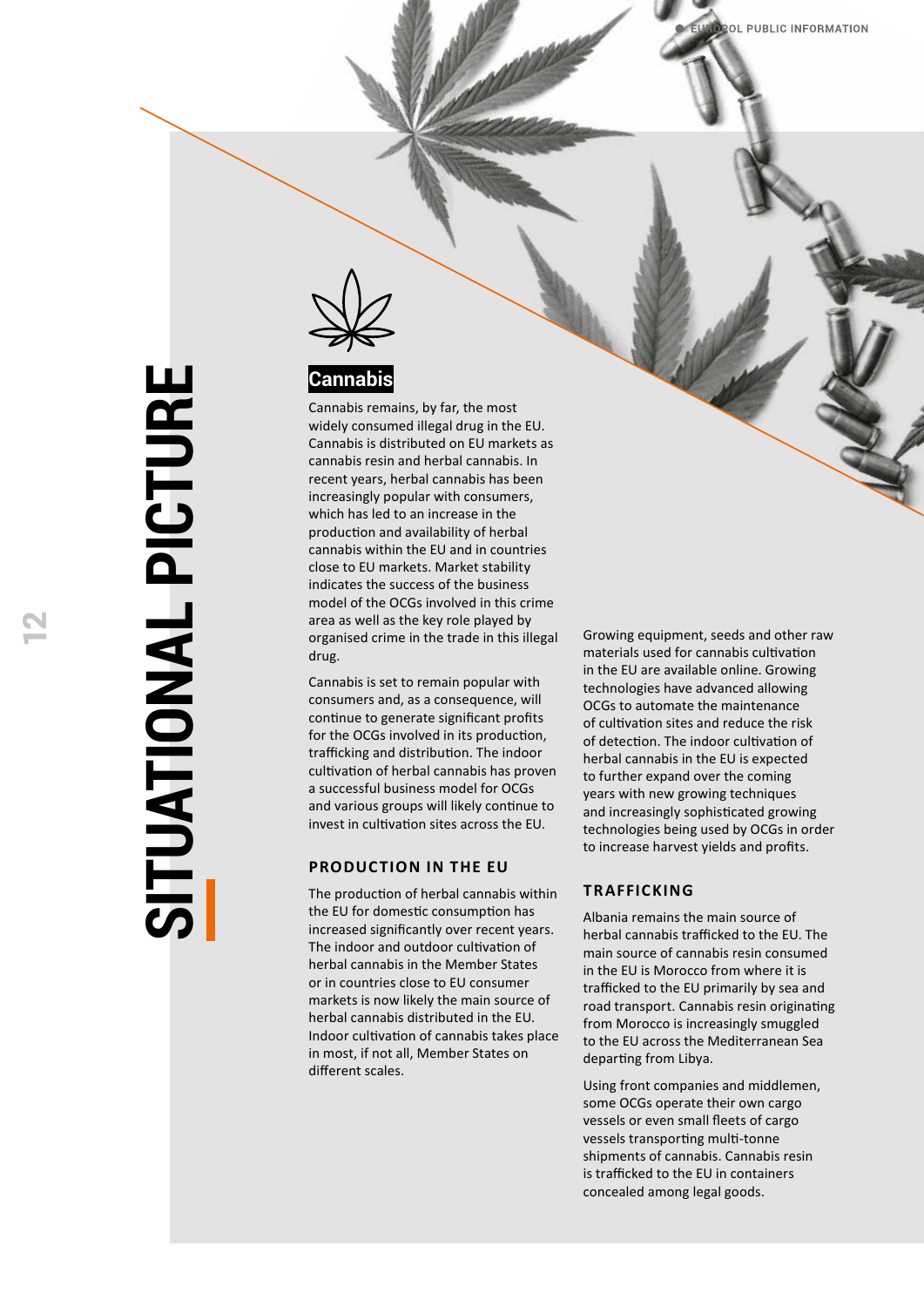# SITUATIONAL PICTURE

## Cannabis

Cannabis remains, by far, the most widely consumed illegal drug in the EU. Cannabis is distributed on EU markets as cannabis resin and herbal cannabis. In recent years, herbal cannabis has been increasingly popular with consumers, which has led to an increase in the production and availability of herbal cannabis within the EU and in countries close to EU markets. Market stability indicates the success of the business model of the OCGs involved in this crime area as well as the key role played by organised crime in the trade in this illegal drug.

Cannabis is set to remain popular with consumers and, as a consequence, will continue to generate significant profits for the OCGs involved in its production, trafficking and distribution. The indoor cultivation of herbal cannabis has proven a successful business model for OCGs and various groups will likely continue to invest in cultivation sites across the EU.

### PRODUCTION IN THE EU

The production of herbal cannabis within the EU for domestic consumption has increased significantly over recent years. The indoor and outdoor cultivation of herbal cannabis in the Member States or in countries close to EU consumer markets is now likely the main source of herbal cannabis distributed in the EU. Indoor cultivation of cannabis takes place in most, if not all, Member States on different scales.

Growing equipment, seeds and other raw materials used for cannabis cultivation in the EU are available online. Growing technologies have advanced allowing OCGs to automate the maintenance of cultivation sites and reduce the risk of detection. The indoor cultivation of herbal cannabis in the EU is expected to further expand over the coming years with new growing techniques and increasingly sophisticated growing technologies being used by OCGs in order to increase harvest yields and profits.

### TRAFFICKING

Albania remains the main source of herbal cannabis trafficked to the EU. The main source of cannabis resin consumed in the EU is Morocco from where it is trafficked to the EU primarily by sea and road transport. Cannabis resin originating from Morocco is increasingly smuggled to the EU across the Mediterranean Sea departing from Libya.

Using front companies and middlemen, some OCGs operate their own cargo vessels or even small fleets of cargo vessels transporting multi-tonne shipments of cannabis. Cannabis resin is trafficked to the EU in containers concealed among legal goods.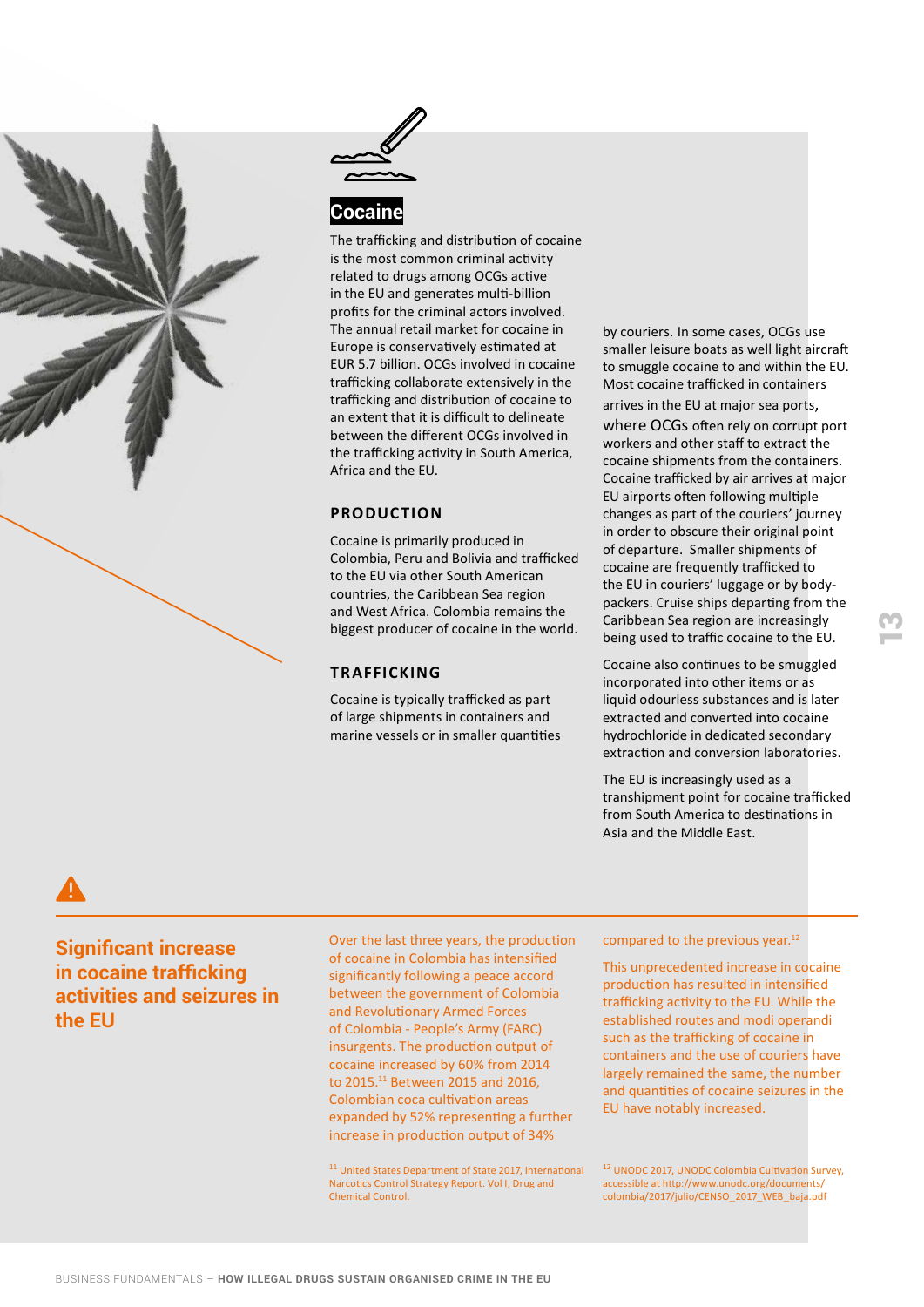## Cocaine

The trafficking and distribution of cocaine is the most common criminal activity related to drugs among OCGs active in the EU and generates multi-billion profits for the criminal actors involved. The annual retail market for cocaine in Europe is conservatively estimated at EUR 5.7 billion. OCGs involved in cocaine trafficking collaborate extensively in the trafficking and distribution of cocaine to an extent that it is difficult to delineate between the different OCGs involved in the trafficking activity in South America, Africa and the EU.

### PRODUCTION

Cocaine is primarily produced in Colombia, Peru and Bolivia and trafficked to the EU via other South American countries, the Caribbean Sea region and West Africa. Colombia remains the biggest producer of cocaine in the world.

### TRAFFICKING

Cocaine is typically trafficked as part of large shipments in containers and marine vessels or in smaller quantities by couriers. In some cases, OCGs use smaller leisure boats as well light aircraft to smuggle cocaine to and within the EU. Most cocaine trafficked in containers arrives in the EU at major sea ports, where OCGs often rely on corrupt port workers and other staff to extract the cocaine shipments from the containers. Cocaine trafficked by air arrives at major EU airports often following multiple changes as part of the couriers' journey in order to obscure their original point of departure. Smaller shipments of cocaine are frequently trafficked to the EU in couriers' luggage or by body-packers. Cruise ships departing from the Caribbean Sea region are increasingly being used to traffic cocaine to the EU.

Cocaine also continues to be smuggled incorporated into other items or as liquid odourless substances and is later extracted and converted into cocaine hydrochloride in dedicated secondary extraction and conversion laboratories.

The EU is increasingly used as a transhipment point for cocaine trafficked from South America to destinations in Asia and the Middle East.

### Significant increase in cocaine trafficking activities and seizures in the EU

Over the last three years, the production of cocaine in Colombia has intensified significantly following a peace accord between the government of Colombia and Revolutionary Armed Forces of Colombia - People's Army (FARC) insurgents. The production output of cocaine increased by 60% from 2014 to 2015.[11] Between 2015 and 2016, Colombian coca cultivation areas expanded by 52% representing a further increase in production output of 34% compared to the previous year.[12]

This unprecedented increase in cocaine production has resulted in intensified trafficking activity to the EU. While the established routes and modi operandi such as the trafficking of cocaine in containers and the use of couriers have largely remained the same, the number and quantities of cocaine seizures in the EU have notably increased.

[11] United States Department of State 2017, International Narcotics Control Strategy Report. Vol I, Drug and Chemical Control.

[12] UNODC 2017, UNODC Colombia Cultivation Survey, accessible at http://www.unodc.org/documents/colombia/2017/julio/CENSO_2017_WEB_baja.pdf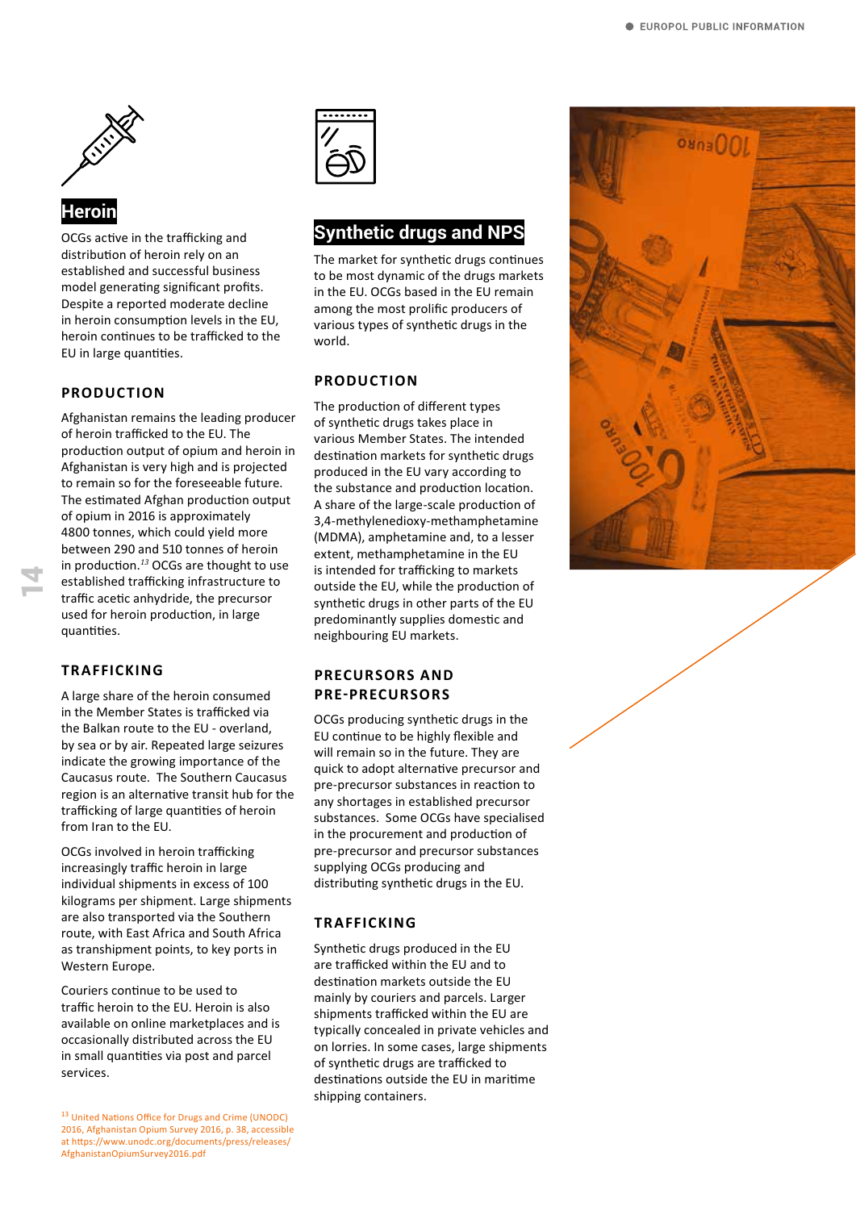## Heroin

OCGs active in the trafficking and distribution of heroin rely on an established and successful business model generating significant profits. Despite a reported moderate decline in heroin consumption levels in the EU, heroin continues to be trafficked to the EU in large quantities.

### PRODUCTION

Afghanistan remains the leading producer of heroin trafficked to the EU. The production output of opium and heroin in Afghanistan is very high and is projected to remain so for the foreseeable future. The estimated Afghan production output of opium in 2016 is approximately 4800 tonnes, which could yield more between 290 and 510 tonnes of heroin in production.[13] OCGs are thought to use established trafficking infrastructure to traffic acetic anhydride, the precursor used for heroin production, in large quantities.

### TRAFFICKING

A large share of the heroin consumed in the Member States is trafficked via the Balkan route to the EU - overland, by sea or by air. Repeated large seizures indicate the growing importance of the Caucasus route. The Southern Caucasus region is an alternative transit hub for the trafficking of large quantities of heroin from Iran to the EU.

OCGs involved in heroin trafficking increasingly traffic heroin in large individual shipments in excess of 100 kilograms per shipment. Large shipments are also transported via the Southern route, with East Africa and South Africa as transhipment points, to key ports in Western Europe.

Couriers continue to be used to traffic heroin to the EU. Heroin is also available on online marketplaces and is occasionally distributed across the EU in small quantities via post and parcel services.

[13] United Nations Office for Drugs and Crime (UNODC) 2016, Afghanistan Opium Survey 2016, p. 38, accessible at https://www.unodc.org/documents/press/releases/AfghanistanOpiumSurvey2016.pdf

## Synthetic drugs and NPS

The market for synthetic drugs continues to be most dynamic of the drugs markets in the EU. OCGs based in the EU remain among the most prolific producers of various types of synthetic drugs in the world.

### PRODUCTION

The production of different types of synthetic drugs takes place in various Member States. The intended destination markets for synthetic drugs produced in the EU vary according to the substance and production location. A share of the large-scale production of 3,4-methylenedioxy-methamphetamine (MDMA), amphetamine and, to a lesser extent, methamphetamine in the EU is intended for trafficking to markets outside the EU, while the production of synthetic drugs in other parts of the EU predominantly supplies domestic and neighbouring EU markets.

### PRECURSORS AND PRE-PRECURSORS

OCGs producing synthetic drugs in the EU continue to be highly flexible and will remain so in the future. They are quick to adopt alternative precursor and pre-precursor substances in reaction to any shortages in established precursor substances. Some OCGs have specialised in the procurement and production of pre-precursor and precursor substances supplying OCGs producing and distributing synthetic drugs in the EU.

### TRAFFICKING

Synthetic drugs produced in the EU are trafficked within the EU and to destination markets outside the EU mainly by couriers and parcels. Larger shipments trafficked within the EU are typically concealed in private vehicles and on lorries. In some cases, large shipments of synthetic drugs are trafficked to destinations outside the EU in maritime shipping containers.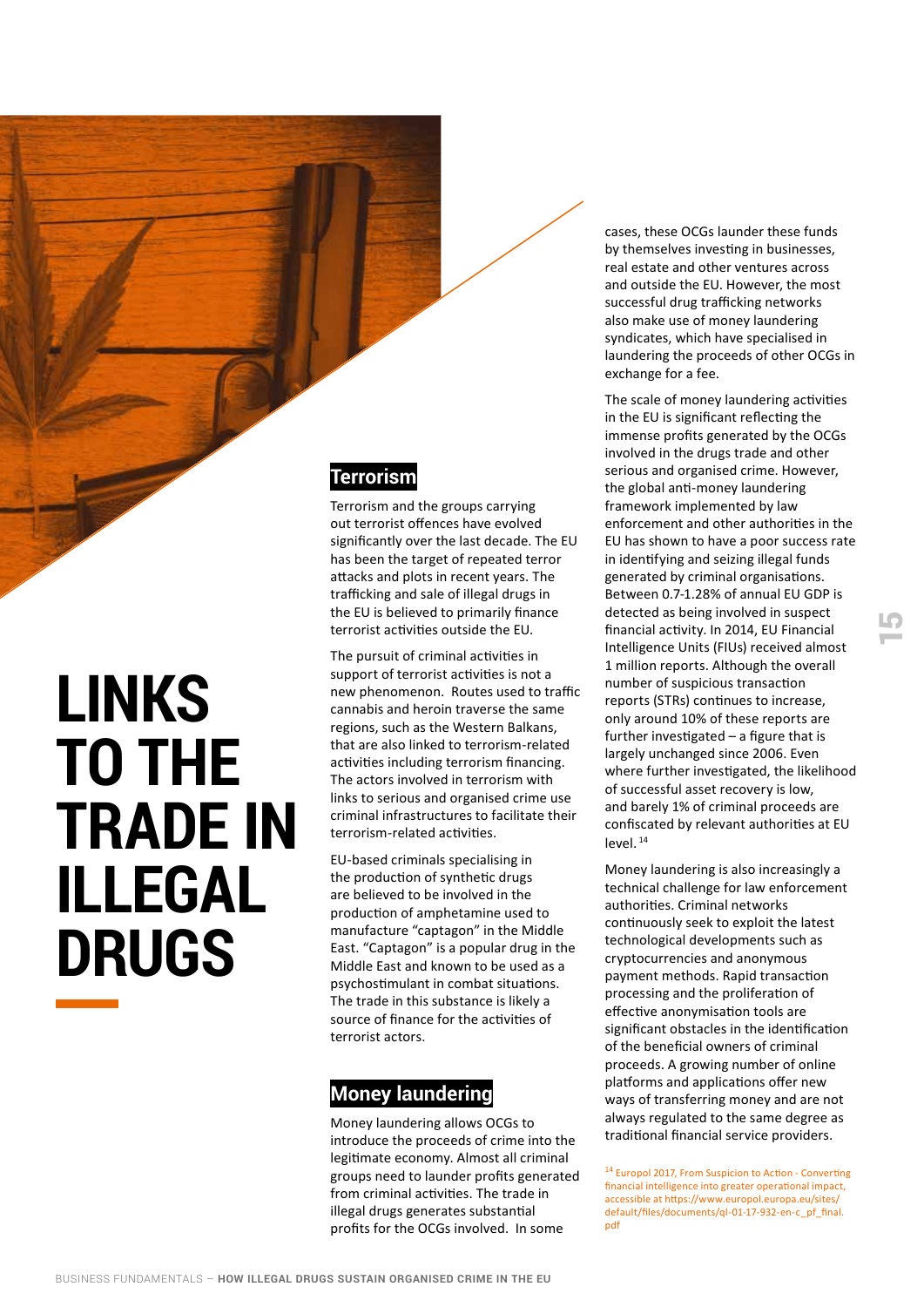# LINKS TO THE TRADE IN ILLEGAL DRUGS

## Terrorism

Terrorism and the groups carrying out terrorist offences have evolved significantly over the last decade. The EU has been the target of repeated terror attacks and plots in recent years. The trafficking and sale of illegal drugs in the EU is believed to primarily finance terrorist activities outside the EU.

The pursuit of criminal activities in support of terrorist activities is not a new phenomenon. Routes used to traffic cannabis and heroin traverse the same regions, such as the Western Balkans, that are also linked to terrorism-related activities including terrorism financing. The actors involved in terrorism with links to serious and organised crime use criminal infrastructures to facilitate their terrorism-related activities.

EU-based criminals specialising in the production of synthetic drugs are believed to be involved in the production of amphetamine used to manufacture "captagon" in the Middle East. "Captagon" is a popular drug in the Middle East and known to be used as a psychostimulant in combat situations. The trade in this substance is likely a source of finance for the activities of terrorist actors.

## Money laundering

Money laundering allows OCGs to introduce the proceeds of crime into the legitimate economy. Almost all criminal groups need to launder profits generated from criminal activities. The trade in illegal drugs generates substantial profits for the OCGs involved. In some cases, these OCGs launder these funds by themselves investing in businesses, real estate and other ventures across and outside the EU. However, the most successful drug trafficking networks also make use of money laundering syndicates, which have specialised in laundering the proceeds of other OCGs in exchange for a fee.

The scale of money laundering activities in the EU is significant reflecting the immense profits generated by the OCGs involved in the drugs trade and other serious and organised crime. However, the global anti-money laundering framework implemented by law enforcement and other authorities in the EU has shown to have a poor success rate in identifying and seizing illegal funds generated by criminal organisations. Between 0.7-1.28% of annual EU GDP is detected as being involved in suspect financial activity. In 2014, EU Financial Intelligence Units (FIUs) received almost 1 million reports. Although the overall number of suspicious transaction reports (STRs) continues to increase, only around 10% of these reports are further investigated – a figure that is largely unchanged since 2006. Even where further investigated, the likelihood of successful asset recovery is low, and barely 1% of criminal proceeds are confiscated by relevant authorities at EU level.[14]

Money laundering is also increasingly a technical challenge for law enforcement authorities. Criminal networks continuously seek to exploit the latest technological developments such as cryptocurrencies and anonymous payment methods. Rapid transaction processing and the proliferation of effective anonymisation tools are significant obstacles in the identification of the beneficial owners of criminal proceeds. A growing number of online platforms and applications offer new ways of transferring money and are not always regulated to the same degree as traditional financial service providers.

[14] Europol 2017, From Suspicion to Action - Converting financial intelligence into greater operational impact, accessible at https://www.europol.europa.eu/sites/default/files/documents/ql-01-17-932-en-c_pf_final.pdf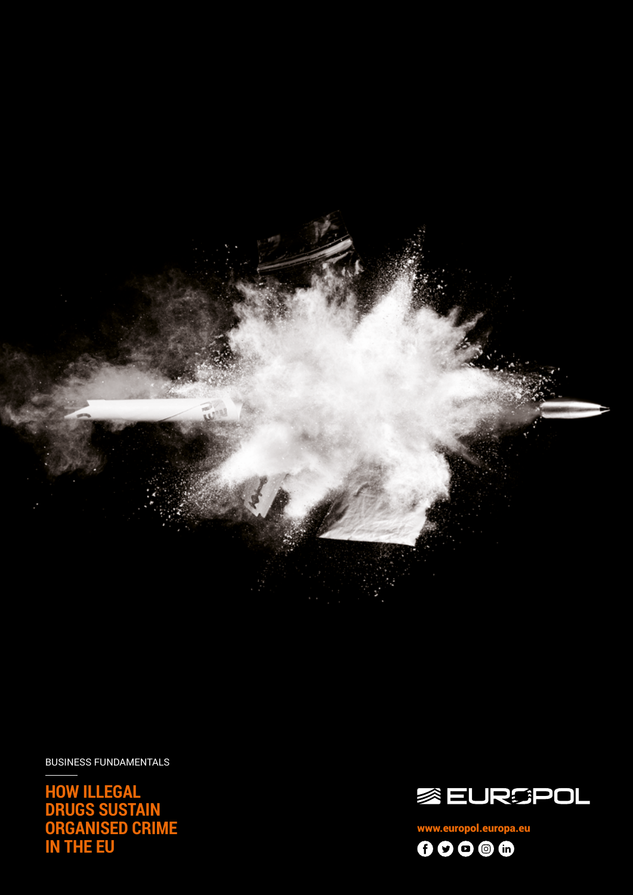BUSINESS FUNDAMENTALS

# HOW ILLEGAL DRUGS SUSTAIN ORGANISED CRIME IN THE EU

EUROPOL

www.europol.europa.eu